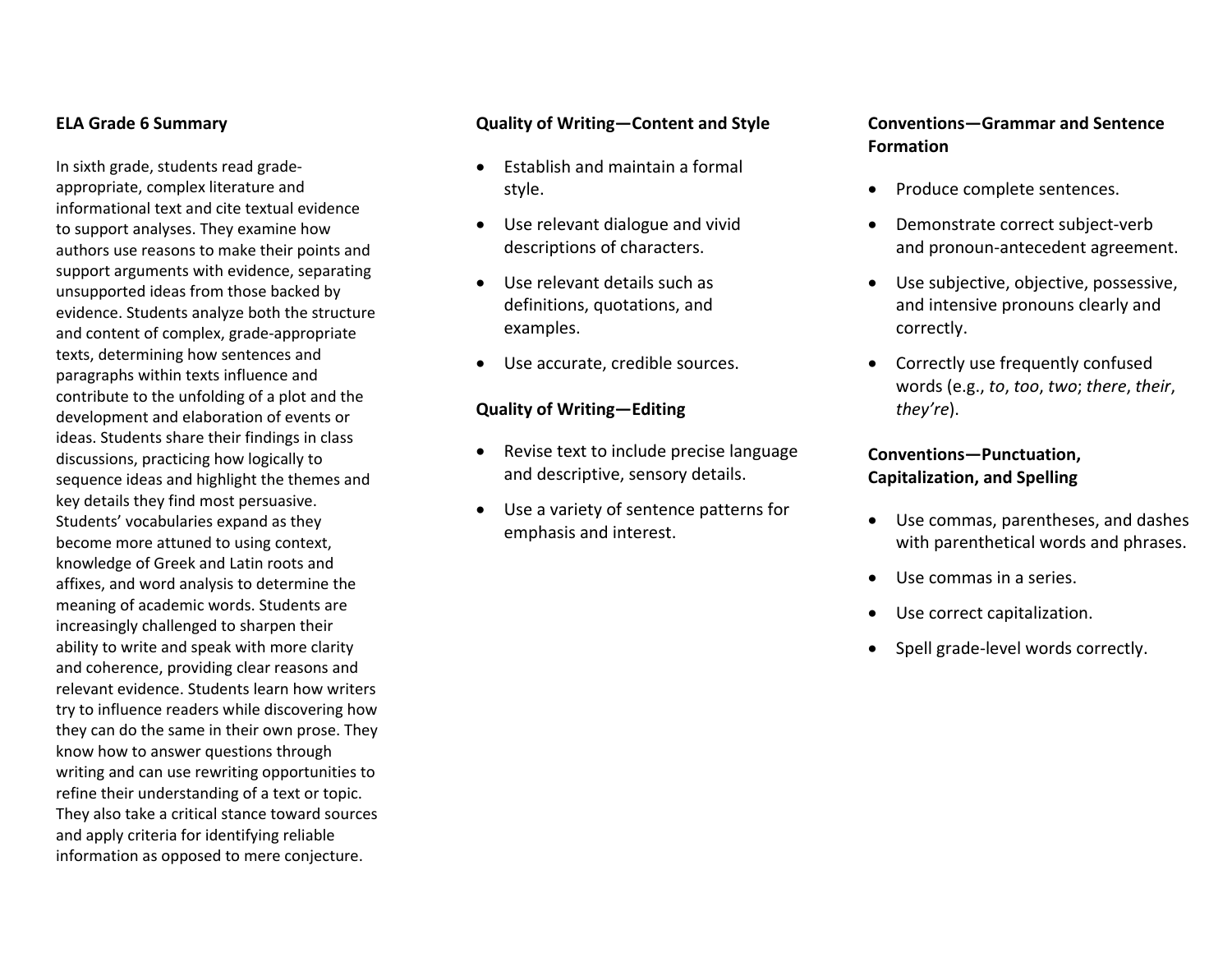## ELA Grade 6 Summary

In sixth grade, students read grade-appropriate, complex literature and informational text and cite textual evidence to support analyses. They examine how authors use reasons to make their points and support arguments with evidence, separating unsupported ideas from those backed by evidence. Students analyze both the structure and content of complex, grade-appropriate texts, determining how sentences and paragraphs within texts influence and contribute to the unfolding of a plot and the development and elaboration of events or ideas. Students share their findings in class discussions, practicing how logically to sequence ideas and highlight the themes and key details they find most persuasive. Students' vocabularies expand as they become more attuned to using context, knowledge of Greek and Latin roots and affixes, and word analysis to determine the meaning of academic words. Students are increasingly challenged to sharpen their ability to write and speak with more clarity and coherence, providing clear reasons and relevant evidence. Students learn how writers try to influence readers while discovering how they can do the same in their own prose. They know how to answer questions through writing and can use rewriting opportunities to refine their understanding of a text or topic. They also take a critical stance toward sources and apply criteria for identifying reliable information as opposed to mere conjecture.

## Quality of Writing—Content and Style

- Establish and maintain a formal style.
- Use relevant dialogue and vivid descriptions of characters.
- Use relevant details such as definitions, quotations, and examples.
- Use accurate, credible sources.

## Quality of Writing—Editing

- Revise text to include precise language and descriptive, sensory details.
- Use a variety of sentence patterns for emphasis and interest.

## Conventions—Grammar and Sentence Formation

- Produce complete sentences.
- Demonstrate correct subject-verb and pronoun-antecedent agreement.
- Use subjective, objective, possessive, and intensive pronouns clearly and correctly.
- Correctly use frequently confused words (e.g., *to*, *too*, *two*; *there*, *their*, *they're*).

## Conventions—Punctuation, Capitalization, and Spelling

- Use commas, parentheses, and dashes with parenthetical words and phrases.
- Use commas in a series.
- Use correct capitalization.
- Spell grade-level words correctly.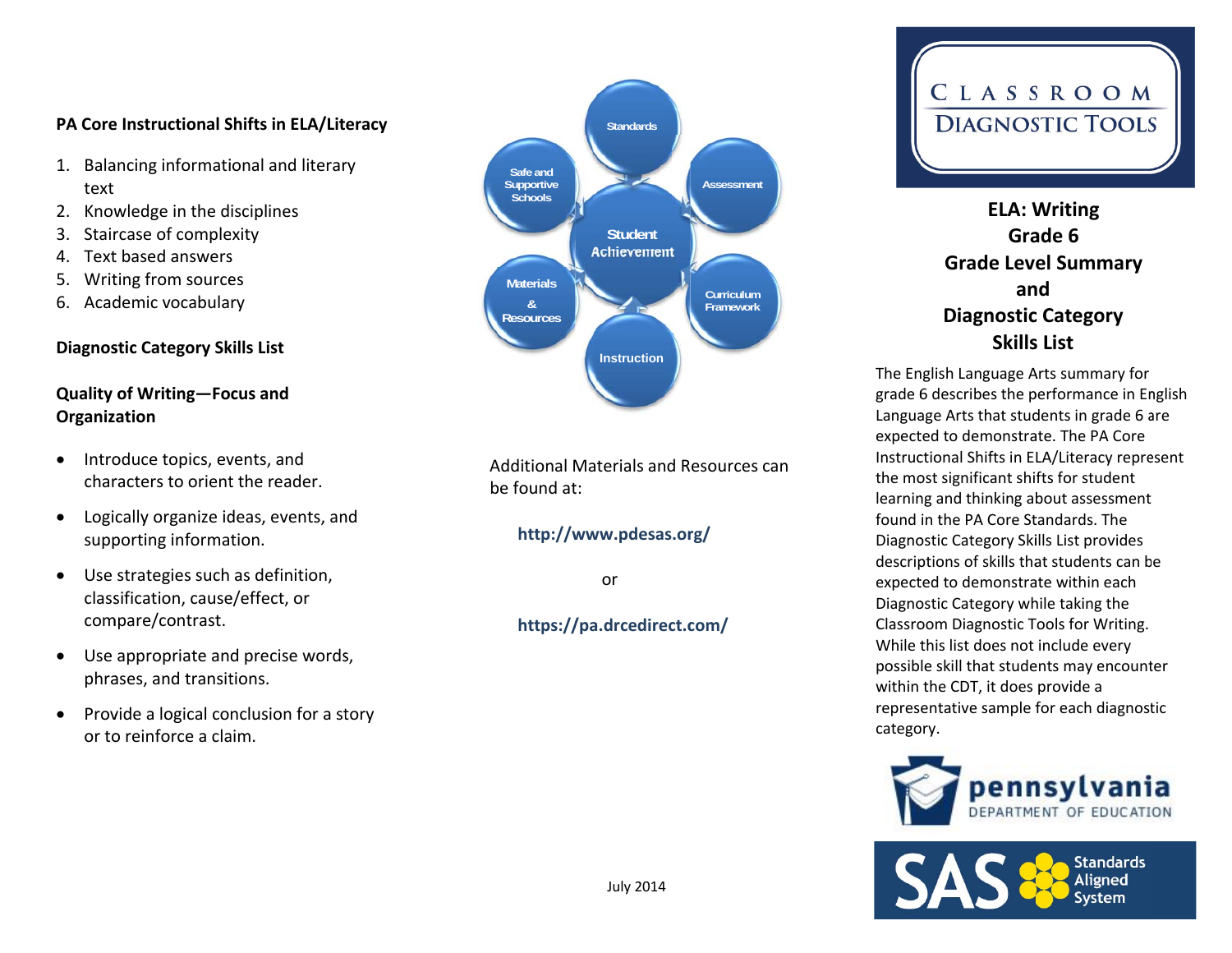**PA Core Instructional Shifts in ELA/Literacy**

1. Balancing informational and literary text
2. Knowledge in the disciplines
3. Staircase of complexity
4. Text based answers
5. Writing from sources
6. Academic vocabulary

**Diagnostic Category Skills List**

**Quality of Writing—Focus and Organization**

- Introduce topics, events, and characters to orient the reader.
- Logically organize ideas, events, and supporting information.
- Use strategies such as definition, classification, cause/effect, or compare/contrast.
- Use appropriate and precise words, phrases, and transitions.
- Provide a logical conclusion for a story or to reinforce a claim.

Standards

Assessment

Curriculum Framework

Instruction

Materials & Resources

Safe and Supportive Schools

Student Achievement

Additional Materials and Resources can be found at:

**http://www.pdesas.org/**

or

**https://pa.drcedirect.com/**

July 2014

CLASSROOM DIAGNOSTIC TOOLS

## ELA: Writing Grade 6 Grade Level Summary and Diagnostic Category Skills List

The English Language Arts summary for grade 6 describes the performance in English Language Arts that students in grade 6 are expected to demonstrate. The PA Core Instructional Shifts in ELA/Literacy represent the most significant shifts for student learning and thinking about assessment found in the PA Core Standards. The Diagnostic Category Skills List provides descriptions of skills that students can be expected to demonstrate within each Diagnostic Category while taking the Classroom Diagnostic Tools for Writing. While this list does not include every possible skill that students may encounter within the CDT, it does provide a representative sample for each diagnostic category.

pennsylvania DEPARTMENT OF EDUCATION

SAS Standards Aligned System